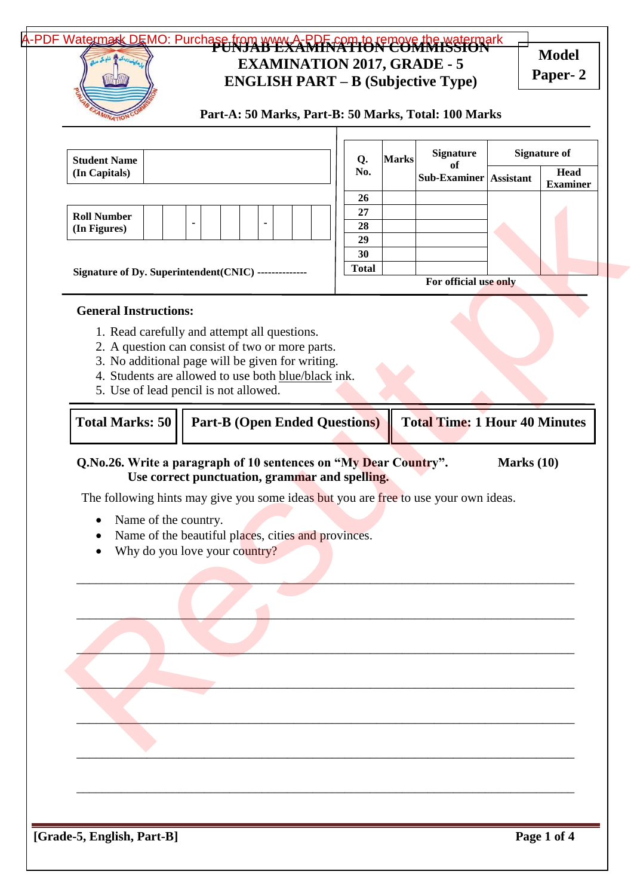# PUNJAB EXAMINATION COMMISSION
## EXAMINATION 2017, GRADE - 5
## ENGLISH PART – B (Subjective Type)

**Model Paper- 2**

**Part-A: 50 Marks, Part-B: 50 Marks, Total: 100 Marks**

| **Student Name (In Capitals)** | |
|---|---|

| **Roll Number (In Figures)** | | | - | | | | - | | | |
|---|---|---|---|---|---|---|---|---|---|---|

**Signature of Dy. Superintendent(CNIC) -------------**

| Q. No. | Marks | Signature of Sub-Examiner | Signature of | |
|---|---|---|---|---|
| | | | Assistant | Head Examiner |
| 26 | | | | |
| 27 | | | | |
| 28 | | | | |
| 29 | | | | |
| 30 | | | | |
| Total | | | | |

**For official use only**

**General Instructions:**

1. Read carefully and attempt all questions.
2. A question can consist of two or more parts.
3. No additional page will be given for writing.
4. Students are allowed to use both blue/black ink.
5. Use of lead pencil is not allowed.

| **Total Marks: 50** | **Part-B (Open Ended Questions)** | **Total Time: 1 Hour 40 Minutes** |
|---|---|---|

**Q.No.26. Write a paragraph of 10 sentences on "My Dear Country". Use correct punctuation, grammar and spelling.** **Marks (10)**

The following hints may give you some ideas but you are free to use your own ideas.

- Name of the country.
- Name of the beautiful places, cities and provinces.
- Why do you love your country?

______________________________________________________________________

______________________________________________________________________

______________________________________________________________________

______________________________________________________________________

______________________________________________________________________

______________________________________________________________________

______________________________________________________________________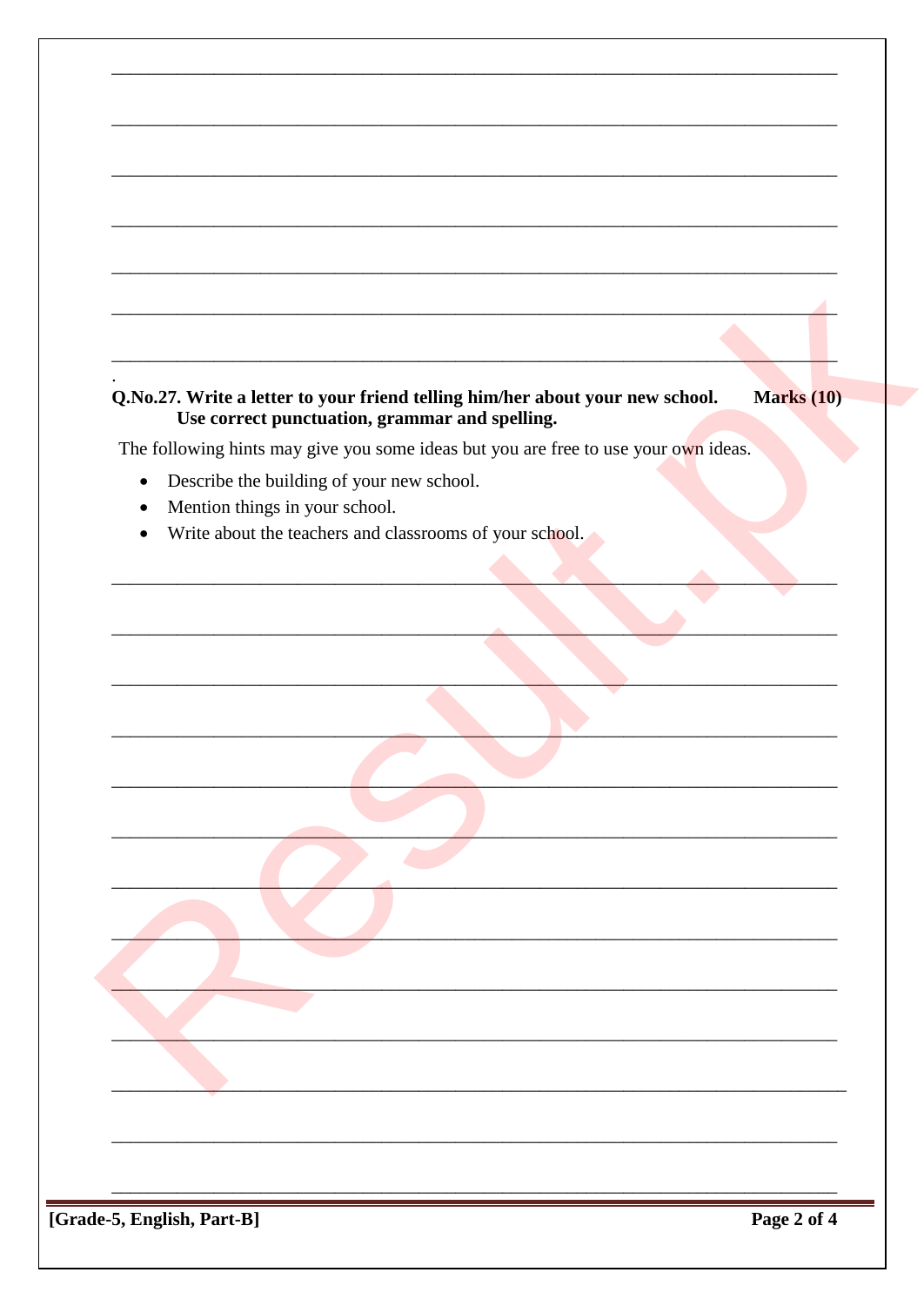**Q.No.27. Write a letter to your friend telling him/her about your new school. Use correct punctuation, grammar and spelling.** **Marks (10)**

The following hints may give you some ideas but you are free to use your own ideas.

- Describe the building of your new school.
- Mention things in your school.
- Write about the teachers and classrooms of your school.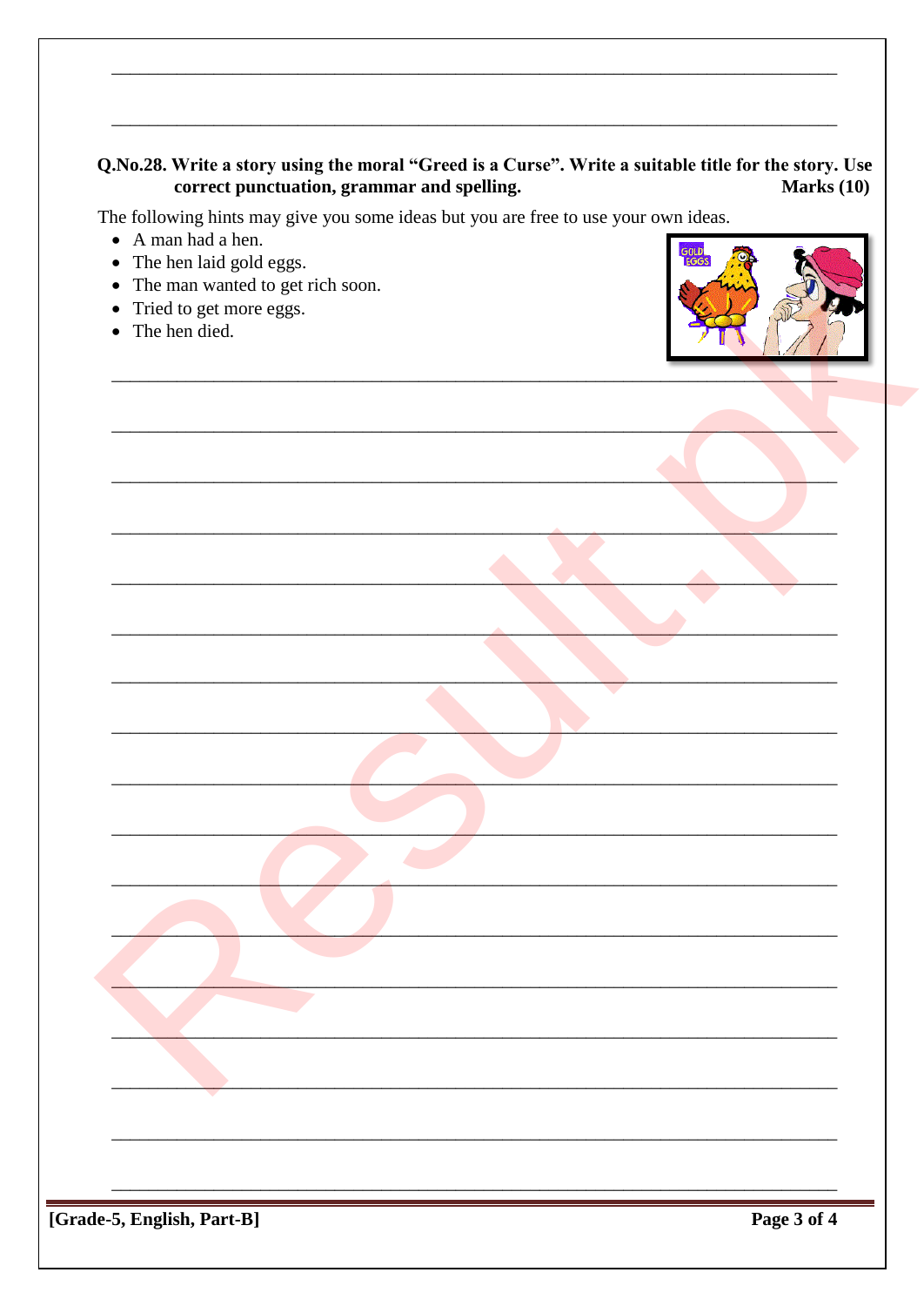**Q.No.28. Write a story using the moral "Greed is a Curse". Write a suitable title for the story. Use correct punctuation, grammar and spelling.** **Marks (10)**

The following hints may give you some ideas but you are free to use your own ideas.

- A man had a hen.
- The hen laid gold eggs.
- The man wanted to get rich soon.
- Tried to get more eggs.
- The hen died.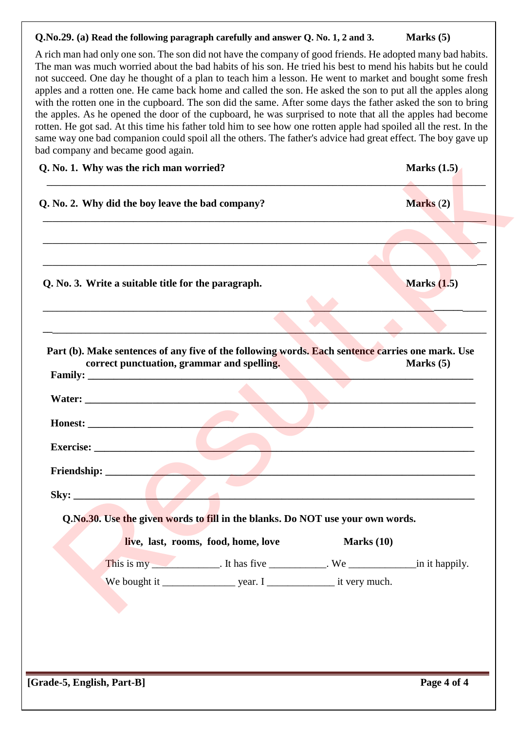**Q.No.29. (a) Read the following paragraph carefully and answer Q. No. 1, 2 and 3.** **Marks (5)**

A rich man had only one son. The son did not have the company of good friends. He adopted many bad habits. The man was much worried about the bad habits of his son. He tried his best to mend his habits but he could not succeed. One day he thought of a plan to teach him a lesson. He went to market and bought some fresh apples and a rotten one. He came back home and called the son. He asked the son to put all the apples along with the rotten one in the cupboard. The son did the same. After some days the father asked the son to bring the apples. As he opened the door of the cupboard, he was surprised to note that all the apples had become rotten. He got sad. At this time his father told him to see how one rotten apple had spoiled all the rest. In the same way one bad companion could spoil all the others. The father's advice had great effect. The boy gave up bad company and became good again.

**Q. No. 1. Why was the rich man worried?** **Marks (1.5)**

______________________________________________________________________________

**Q. No. 2. Why did the boy leave the bad company?** **Marks (2)**

______________________________________________________________________________

______________________________________________________________________________

______________________________________________________________________________

**Q. No. 3. Write a suitable title for the paragraph.** **Marks (1.5)**

______________________________________________________________________________

______________________________________________________________________________

**Part (b). Make sentences of any five of the following words. Each sentence carries one mark. Use correct punctuation, grammar and spelling.** **Marks (5)**

**Family:** ______________________________________________________________

**Water:** ______________________________________________________________

**Honest:** ______________________________________________________________

**Exercise:** ______________________________________________________________

**Friendship:** ______________________________________________________________

**Sky:** ______________________________________________________________

**Q.No.30. Use the given words to fill in the blanks. Do NOT use your own words.**

**live, last, rooms, food, home, love** **Marks (10)**

This is my _____________. It has five ___________. We _____________in it happily.

We bought it ______________ year. I _____________ it very much.